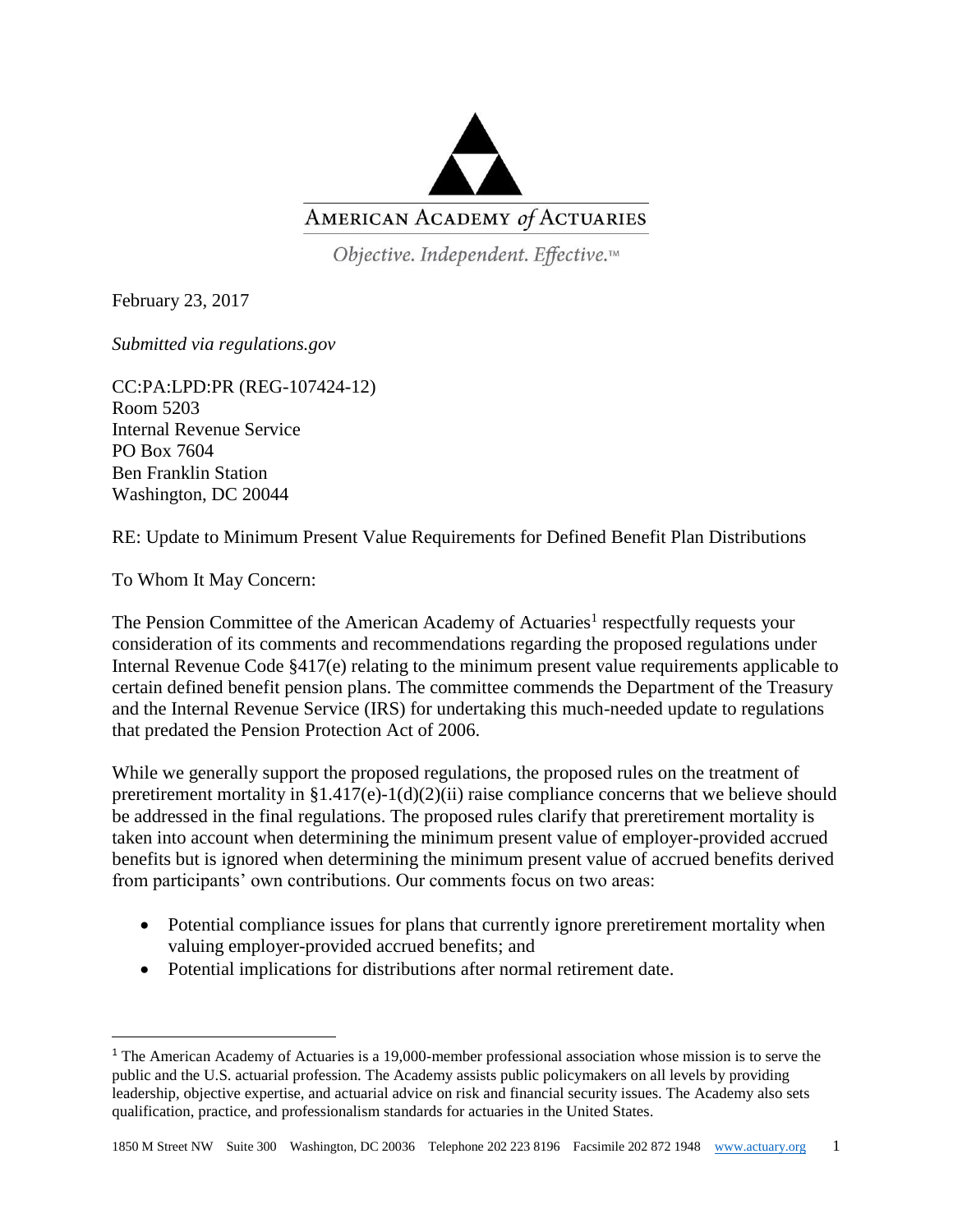AMERICAN ACADEMY of ACTUARIES

*Objective. Independent. Effective.™*

February 23, 2017

*Submitted via regulations.gov*

CC:PA:LPD:PR (REG-107424-12)
Room 5203
Internal Revenue Service
PO Box 7604
Ben Franklin Station
Washington, DC 20044

RE: Update to Minimum Present Value Requirements for Defined Benefit Plan Distributions

To Whom It May Concern:

The Pension Committee of the American Academy of Actuaries[1] respectfully requests your consideration of its comments and recommendations regarding the proposed regulations under Internal Revenue Code §417(e) relating to the minimum present value requirements applicable to certain defined benefit pension plans. The committee commends the Department of the Treasury and the Internal Revenue Service (IRS) for undertaking this much-needed update to regulations that predated the Pension Protection Act of 2006.

While we generally support the proposed regulations, the proposed rules on the treatment of preretirement mortality in §1.417(e)-1(d)(2)(ii) raise compliance concerns that we believe should be addressed in the final regulations. The proposed rules clarify that preretirement mortality is taken into account when determining the minimum present value of employer-provided accrued benefits but is ignored when determining the minimum present value of accrued benefits derived from participants' own contributions. Our comments focus on two areas:

- Potential compliance issues for plans that currently ignore preretirement mortality when valuing employer-provided accrued benefits; and
- Potential implications for distributions after normal retirement date.

[1] The American Academy of Actuaries is a 19,000-member professional association whose mission is to serve the public and the U.S. actuarial profession. The Academy assists public policymakers on all levels by providing leadership, objective expertise, and actuarial advice on risk and financial security issues. The Academy also sets qualification, practice, and professionalism standards for actuaries in the United States.

1850 M Street NW Suite 300 Washington, DC 20036 Telephone 202 223 8196 Facsimile 202 872 1948 www.actuary.org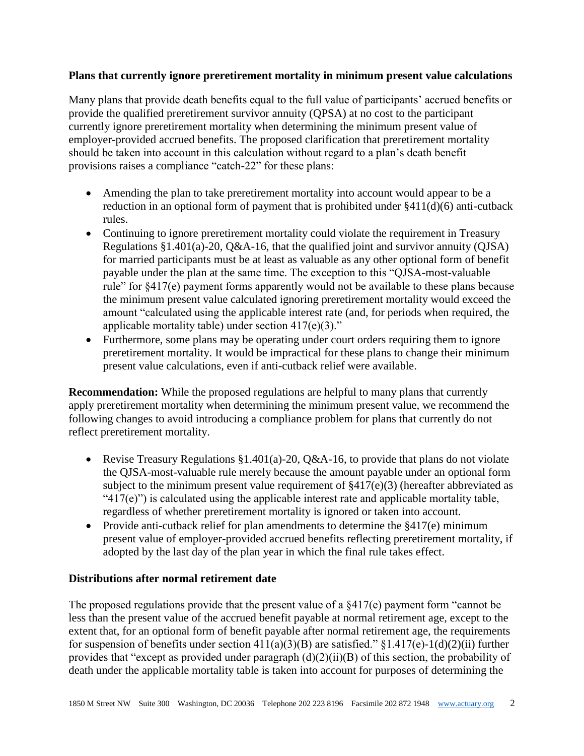**Plans that currently ignore preretirement mortality in minimum present value calculations**

Many plans that provide death benefits equal to the full value of participants' accrued benefits or provide the qualified preretirement survivor annuity (QPSA) at no cost to the participant currently ignore preretirement mortality when determining the minimum present value of employer-provided accrued benefits. The proposed clarification that preretirement mortality should be taken into account in this calculation without regard to a plan's death benefit provisions raises a compliance "catch-22" for these plans:

- Amending the plan to take preretirement mortality into account would appear to be a reduction in an optional form of payment that is prohibited under §411(d)(6) anti-cutback rules.
- Continuing to ignore preretirement mortality could violate the requirement in Treasury Regulations §1.401(a)-20, Q&A-16, that the qualified joint and survivor annuity (QJSA) for married participants must be at least as valuable as any other optional form of benefit payable under the plan at the same time. The exception to this "QJSA-most-valuable rule" for §417(e) payment forms apparently would not be available to these plans because the minimum present value calculated ignoring preretirement mortality would exceed the amount "calculated using the applicable interest rate (and, for periods when required, the applicable mortality table) under section 417(e)(3)."
- Furthermore, some plans may be operating under court orders requiring them to ignore preretirement mortality. It would be impractical for these plans to change their minimum present value calculations, even if anti-cutback relief were available.

**Recommendation:** While the proposed regulations are helpful to many plans that currently apply preretirement mortality when determining the minimum present value, we recommend the following changes to avoid introducing a compliance problem for plans that currently do not reflect preretirement mortality.

- Revise Treasury Regulations §1.401(a)-20, Q&A-16, to provide that plans do not violate the QJSA-most-valuable rule merely because the amount payable under an optional form subject to the minimum present value requirement of §417(e)(3) (hereafter abbreviated as "417(e)") is calculated using the applicable interest rate and applicable mortality table, regardless of whether preretirement mortality is ignored or taken into account.
- Provide anti-cutback relief for plan amendments to determine the §417(e) minimum present value of employer-provided accrued benefits reflecting preretirement mortality, if adopted by the last day of the plan year in which the final rule takes effect.

**Distributions after normal retirement date**

The proposed regulations provide that the present value of a §417(e) payment form "cannot be less than the present value of the accrued benefit payable at normal retirement age, except to the extent that, for an optional form of benefit payable after normal retirement age, the requirements for suspension of benefits under section 411(a)(3)(B) are satisfied." §1.417(e)-1(d)(2)(ii) further provides that "except as provided under paragraph (d)(2)(ii)(B) of this section, the probability of death under the applicable mortality table is taken into account for purposes of determining the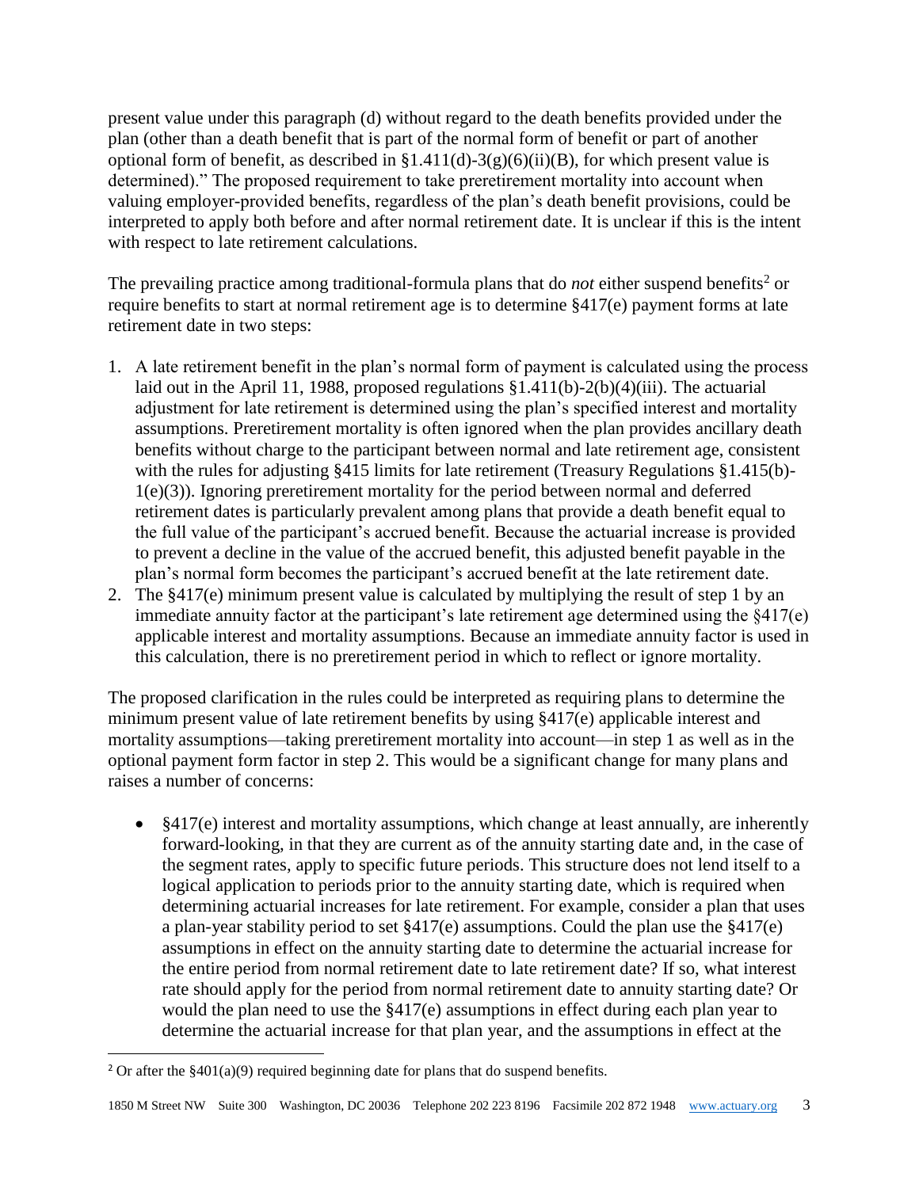present value under this paragraph (d) without regard to the death benefits provided under the plan (other than a death benefit that is part of the normal form of benefit or part of another optional form of benefit, as described in §1.411(d)-3(g)(6)(ii)(B), for which present value is determined)." The proposed requirement to take preretirement mortality into account when valuing employer-provided benefits, regardless of the plan's death benefit provisions, could be interpreted to apply both before and after normal retirement date. It is unclear if this is the intent with respect to late retirement calculations.

The prevailing practice among traditional-formula plans that do *not* either suspend benefits[2] or require benefits to start at normal retirement age is to determine §417(e) payment forms at late retirement date in two steps:

1. A late retirement benefit in the plan's normal form of payment is calculated using the process laid out in the April 11, 1988, proposed regulations §1.411(b)-2(b)(4)(iii). The actuarial adjustment for late retirement is determined using the plan's specified interest and mortality assumptions. Preretirement mortality is often ignored when the plan provides ancillary death benefits without charge to the participant between normal and late retirement age, consistent with the rules for adjusting §415 limits for late retirement (Treasury Regulations §1.415(b)-1(e)(3)). Ignoring preretirement mortality for the period between normal and deferred retirement dates is particularly prevalent among plans that provide a death benefit equal to the full value of the participant's accrued benefit. Because the actuarial increase is provided to prevent a decline in the value of the accrued benefit, this adjusted benefit payable in the plan's normal form becomes the participant's accrued benefit at the late retirement date.
2. The §417(e) minimum present value is calculated by multiplying the result of step 1 by an immediate annuity factor at the participant's late retirement age determined using the §417(e) applicable interest and mortality assumptions. Because an immediate annuity factor is used in this calculation, there is no preretirement period in which to reflect or ignore mortality.

The proposed clarification in the rules could be interpreted as requiring plans to determine the minimum present value of late retirement benefits by using §417(e) applicable interest and mortality assumptions—taking preretirement mortality into account—in step 1 as well as in the optional payment form factor in step 2. This would be a significant change for many plans and raises a number of concerns:

- §417(e) interest and mortality assumptions, which change at least annually, are inherently forward-looking, in that they are current as of the annuity starting date and, in the case of the segment rates, apply to specific future periods. This structure does not lend itself to a logical application to periods prior to the annuity starting date, which is required when determining actuarial increases for late retirement. For example, consider a plan that uses a plan-year stability period to set §417(e) assumptions. Could the plan use the §417(e) assumptions in effect on the annuity starting date to determine the actuarial increase for the entire period from normal retirement date to late retirement date? If so, what interest rate should apply for the period from normal retirement date to annuity starting date? Or would the plan need to use the §417(e) assumptions in effect during each plan year to determine the actuarial increase for that plan year, and the assumptions in effect at the

[2] Or after the §401(a)(9) required beginning date for plans that do suspend benefits.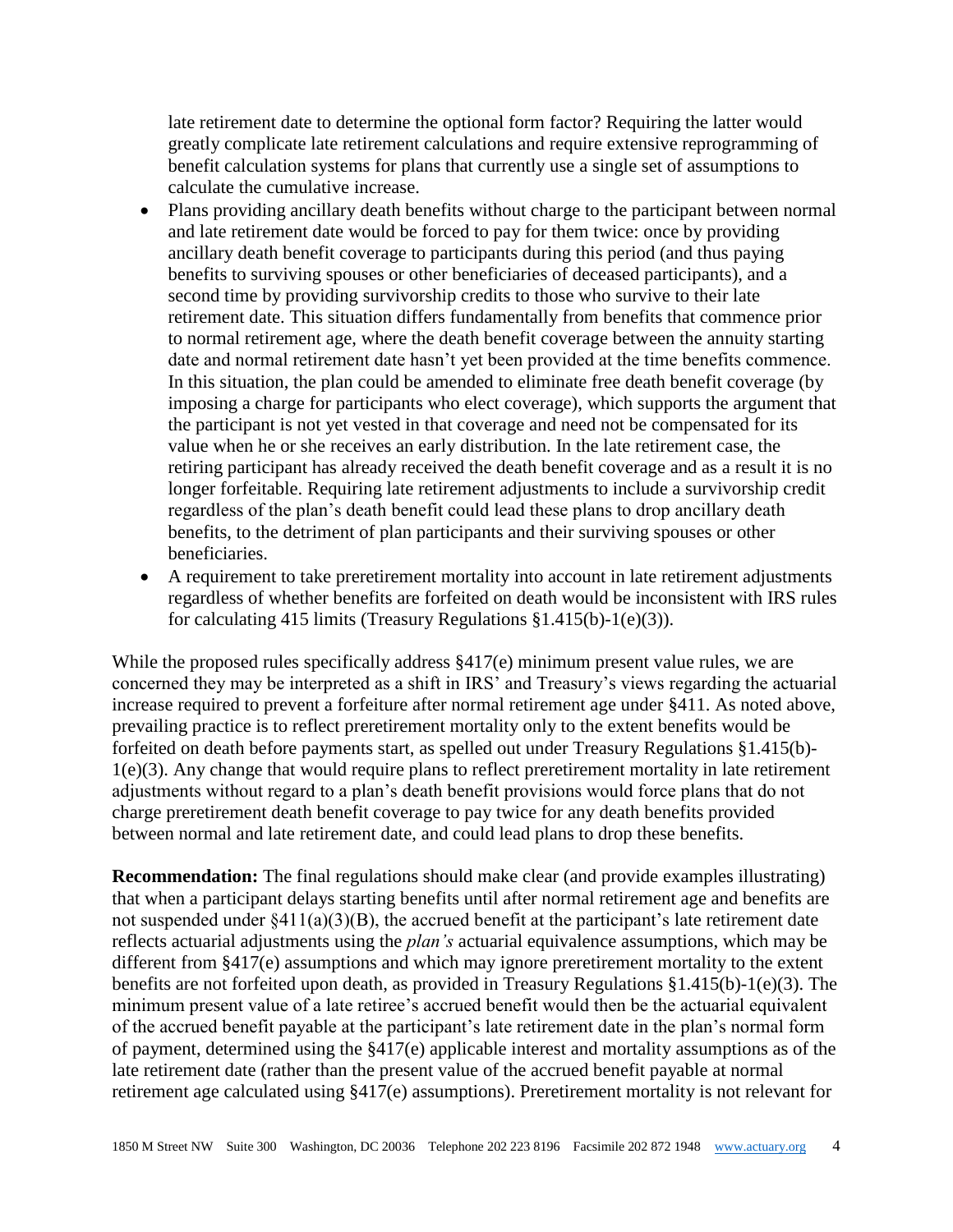late retirement date to determine the optional form factor? Requiring the latter would greatly complicate late retirement calculations and require extensive reprogramming of benefit calculation systems for plans that currently use a single set of assumptions to calculate the cumulative increase.

- Plans providing ancillary death benefits without charge to the participant between normal and late retirement date would be forced to pay for them twice: once by providing ancillary death benefit coverage to participants during this period (and thus paying benefits to surviving spouses or other beneficiaries of deceased participants), and a second time by providing survivorship credits to those who survive to their late retirement date. This situation differs fundamentally from benefits that commence prior to normal retirement age, where the death benefit coverage between the annuity starting date and normal retirement date hasn't yet been provided at the time benefits commence. In this situation, the plan could be amended to eliminate free death benefit coverage (by imposing a charge for participants who elect coverage), which supports the argument that the participant is not yet vested in that coverage and need not be compensated for its value when he or she receives an early distribution. In the late retirement case, the retiring participant has already received the death benefit coverage and as a result it is no longer forfeitable. Requiring late retirement adjustments to include a survivorship credit regardless of the plan's death benefit could lead these plans to drop ancillary death benefits, to the detriment of plan participants and their surviving spouses or other beneficiaries.
- A requirement to take preretirement mortality into account in late retirement adjustments regardless of whether benefits are forfeited on death would be inconsistent with IRS rules for calculating 415 limits (Treasury Regulations §1.415(b)-1(e)(3)).

While the proposed rules specifically address §417(e) minimum present value rules, we are concerned they may be interpreted as a shift in IRS' and Treasury's views regarding the actuarial increase required to prevent a forfeiture after normal retirement age under §411. As noted above, prevailing practice is to reflect preretirement mortality only to the extent benefits would be forfeited on death before payments start, as spelled out under Treasury Regulations §1.415(b)-1(e)(3). Any change that would require plans to reflect preretirement mortality in late retirement adjustments without regard to a plan's death benefit provisions would force plans that do not charge preretirement death benefit coverage to pay twice for any death benefits provided between normal and late retirement date, and could lead plans to drop these benefits.

**Recommendation:** The final regulations should make clear (and provide examples illustrating) that when a participant delays starting benefits until after normal retirement age and benefits are not suspended under §411(a)(3)(B), the accrued benefit at the participant's late retirement date reflects actuarial adjustments using the *plan's* actuarial equivalence assumptions, which may be different from §417(e) assumptions and which may ignore preretirement mortality to the extent benefits are not forfeited upon death, as provided in Treasury Regulations §1.415(b)-1(e)(3). The minimum present value of a late retiree's accrued benefit would then be the actuarial equivalent of the accrued benefit payable at the participant's late retirement date in the plan's normal form of payment, determined using the §417(e) applicable interest and mortality assumptions as of the late retirement date (rather than the present value of the accrued benefit payable at normal retirement age calculated using §417(e) assumptions). Preretirement mortality is not relevant for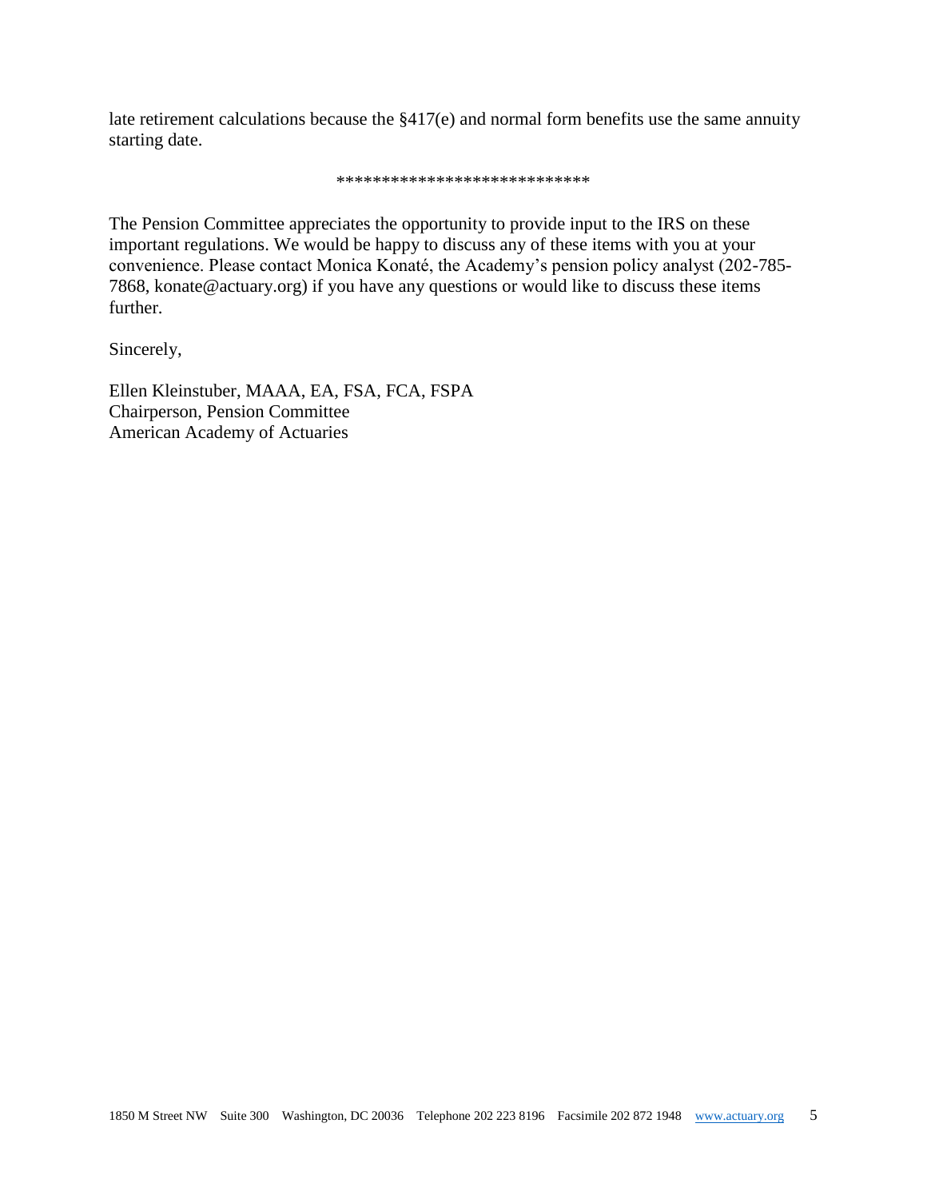late retirement calculations because the §417(e) and normal form benefits use the same annuity starting date.

****************************

The Pension Committee appreciates the opportunity to provide input to the IRS on these important regulations. We would be happy to discuss any of these items with you at your convenience. Please contact Monica Konaté, the Academy's pension policy analyst (202-785-7868, konate@actuary.org) if you have any questions or would like to discuss these items further.

Sincerely,

Ellen Kleinstuber, MAAA, EA, FSA, FCA, FSPA
Chairperson, Pension Committee
American Academy of Actuaries